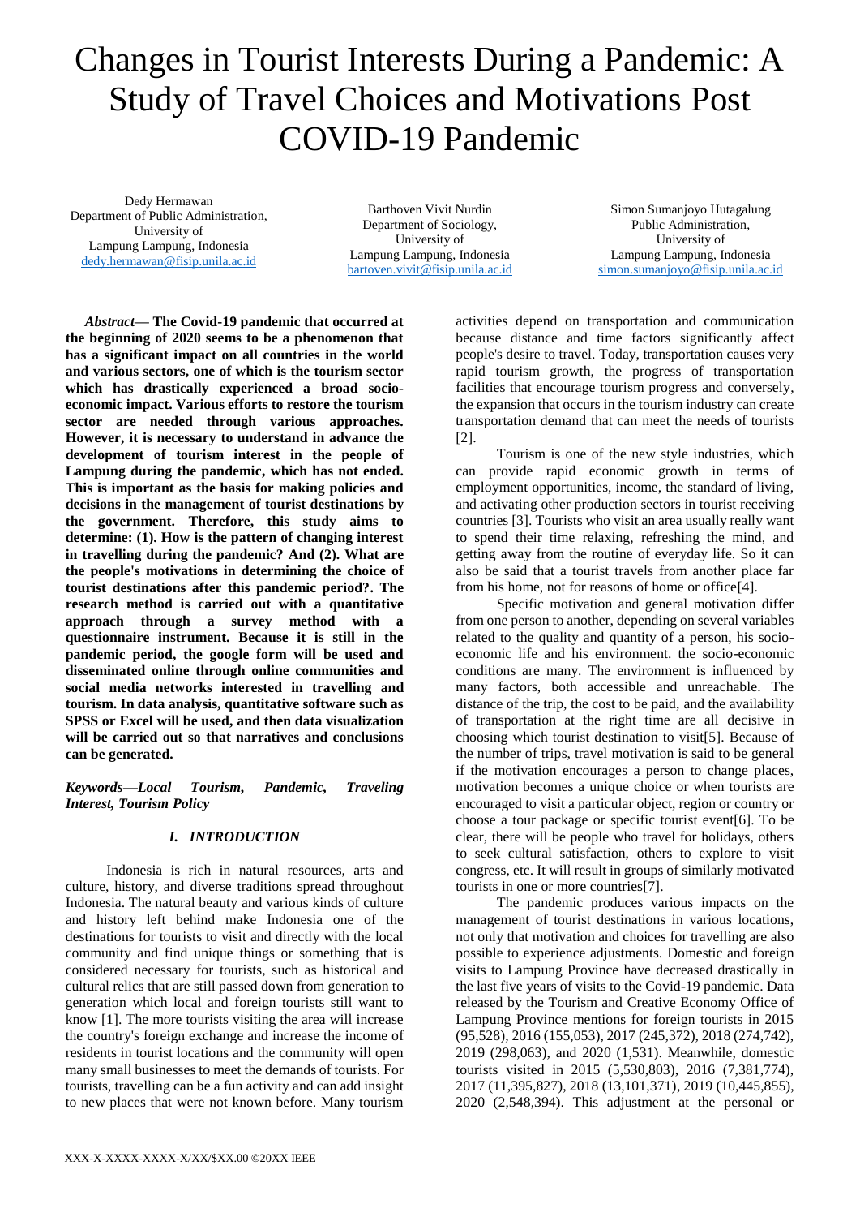# Changes in Tourist Interests During a Pandemic: A Study of Travel Choices and Motivations Post COVID-19 Pandemic

Dedy Hermawan
Department of Public Administration,
University of
Lampung Lampung, Indonesia
dedy.hermawan@fisip.unila.ac.id

Barthoven Vivit Nurdin
Department of Sociology,
University of
Lampung Lampung, Indonesia
bartoven.vivit@fisip.unila.ac.id

Simon Sumanjoyo Hutagalung
Public Administration,
University of
Lampung Lampung, Indonesia
simon.sumanjoyo@fisip.unila.ac.id

***Abstract*— The Covid-19 pandemic that occurred at the beginning of 2020 seems to be a phenomenon that has a significant impact on all countries in the world and various sectors, one of which is the tourism sector which has drastically experienced a broad socio-economic impact. Various efforts to restore the tourism sector are needed through various approaches. However, it is necessary to understand in advance the development of tourism interest in the people of Lampung during the pandemic, which has not ended. This is important as the basis for making policies and decisions in the management of tourist destinations by the government. Therefore, this study aims to determine: (1). How is the pattern of changing interest in travelling during the pandemic? And (2). What are the people's motivations in determining the choice of tourist destinations after this pandemic period?. The research method is carried out with a quantitative approach through a survey method with a questionnaire instrument. Because it is still in the pandemic period, the google form will be used and disseminated online through online communities and social media networks interested in travelling and tourism. In data analysis, quantitative software such as SPSS or Excel will be used, and then data visualization will be carried out so that narratives and conclusions can be generated.**

***Keywords—Local Tourism, Pandemic, Traveling Interest, Tourism Policy***

## *I. INTRODUCTION*

Indonesia is rich in natural resources, arts and culture, history, and diverse traditions spread throughout Indonesia. The natural beauty and various kinds of culture and history left behind make Indonesia one of the destinations for tourists to visit and directly with the local community and find unique things or something that is considered necessary for tourists, such as historical and cultural relics that are still passed down from generation to generation which local and foreign tourists still want to know [1]. The more tourists visiting the area will increase the country's foreign exchange and increase the income of residents in tourist locations and the community will open many small businesses to meet the demands of tourists. For tourists, travelling can be a fun activity and can add insight to new places that were not known before. Many tourism activities depend on transportation and communication because distance and time factors significantly affect people's desire to travel. Today, transportation causes very rapid tourism growth, the progress of transportation facilities that encourage tourism progress and conversely, the expansion that occurs in the tourism industry can create transportation demand that can meet the needs of tourists [2].

Tourism is one of the new style industries, which can provide rapid economic growth in terms of employment opportunities, income, the standard of living, and activating other production sectors in tourist receiving countries [3]. Tourists who visit an area usually really want to spend their time relaxing, refreshing the mind, and getting away from the routine of everyday life. So it can also be said that a tourist travels from another place far from his home, not for reasons of home or office[4].

Specific motivation and general motivation differ from one person to another, depending on several variables related to the quality and quantity of a person, his socio-economic life and his environment. the socio-economic conditions are many. The environment is influenced by many factors, both accessible and unreachable. The distance of the trip, the cost to be paid, and the availability of transportation at the right time are all decisive in choosing which tourist destination to visit[5]. Because of the number of trips, travel motivation is said to be general if the motivation encourages a person to change places, motivation becomes a unique choice or when tourists are encouraged to visit a particular object, region or country or choose a tour package or specific tourist event[6]. To be clear, there will be people who travel for holidays, others to seek cultural satisfaction, others to explore to visit congress, etc. It will result in groups of similarly motivated tourists in one or more countries[7].

The pandemic produces various impacts on the management of tourist destinations in various locations, not only that motivation and choices for travelling are also possible to experience adjustments. Domestic and foreign visits to Lampung Province have decreased drastically in the last five years of visits to the Covid-19 pandemic. Data released by the Tourism and Creative Economy Office of Lampung Province mentions for foreign tourists in 2015 (95,528), 2016 (155,053), 2017 (245,372), 2018 (274,742), 2019 (298,063), and 2020 (1,531). Meanwhile, domestic tourists visited in 2015 (5,530,803), 2016 (7,381,774), 2017 (11,395,827), 2018 (13,101,371), 2019 (10,445,855), 2020 (2,548,394). This adjustment at the personal or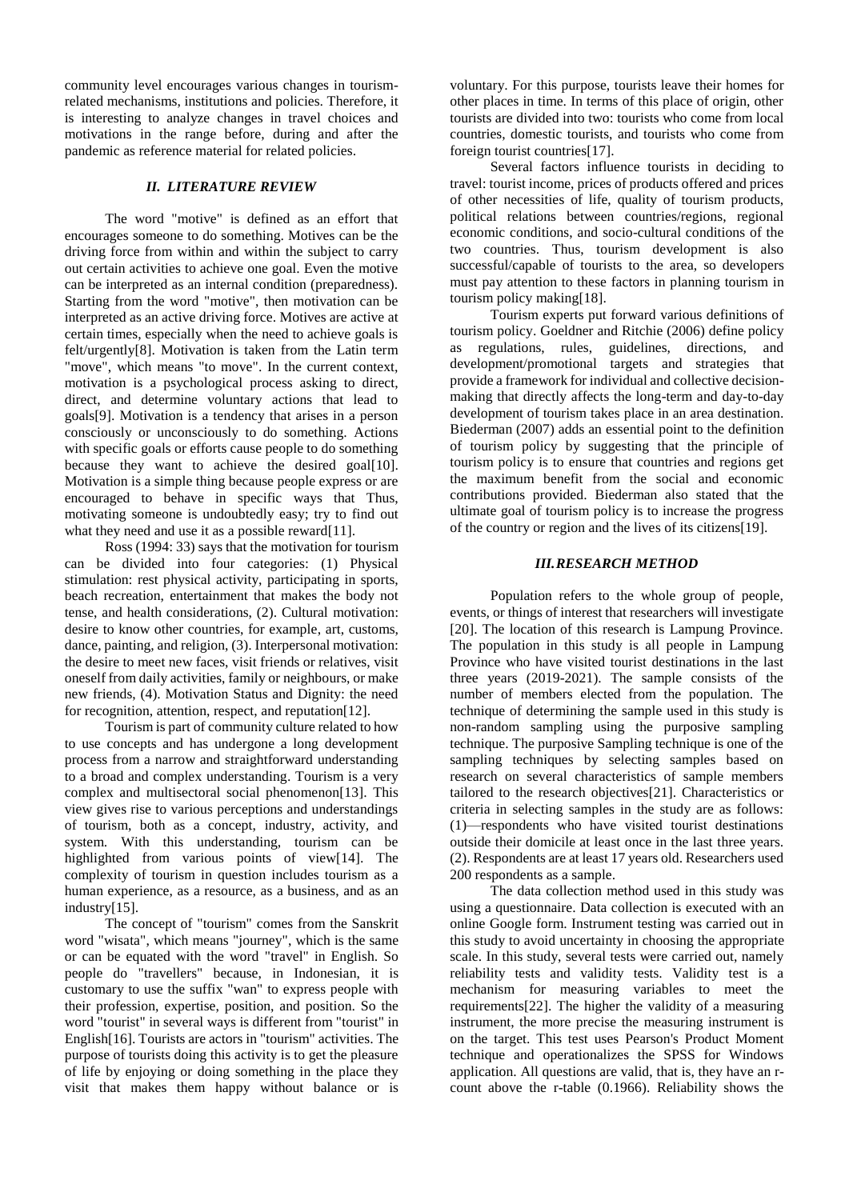community level encourages various changes in tourism-related mechanisms, institutions and policies. Therefore, it is interesting to analyze changes in travel choices and motivations in the range before, during and after the pandemic as reference material for related policies.

## *II. LITERATURE REVIEW*

The word "motive" is defined as an effort that encourages someone to do something. Motives can be the driving force from within and within the subject to carry out certain activities to achieve one goal. Even the motive can be interpreted as an internal condition (preparedness). Starting from the word "motive", then motivation can be interpreted as an active driving force. Motives are active at certain times, especially when the need to achieve goals is felt/urgently[8]. Motivation is taken from the Latin term "move", which means "to move". In the current context, motivation is a psychological process asking to direct, direct, and determine voluntary actions that lead to goals[9]. Motivation is a tendency that arises in a person consciously or unconsciously to do something. Actions with specific goals or efforts cause people to do something because they want to achieve the desired goal[10]. Motivation is a simple thing because people express or are encouraged to behave in specific ways that Thus, motivating someone is undoubtedly easy; try to find out what they need and use it as a possible reward[11].

Ross (1994: 33) says that the motivation for tourism can be divided into four categories: (1) Physical stimulation: rest physical activity, participating in sports, beach recreation, entertainment that makes the body not tense, and health considerations, (2). Cultural motivation: desire to know other countries, for example, art, customs, dance, painting, and religion, (3). Interpersonal motivation: the desire to meet new faces, visit friends or relatives, visit oneself from daily activities, family or neighbours, or make new friends, (4). Motivation Status and Dignity: the need for recognition, attention, respect, and reputation[12].

Tourism is part of community culture related to how to use concepts and has undergone a long development process from a narrow and straightforward understanding to a broad and complex understanding. Tourism is a very complex and multisectoral social phenomenon[13]. This view gives rise to various perceptions and understandings of tourism, both as a concept, industry, activity, and system. With this understanding, tourism can be highlighted from various points of view[14]. The complexity of tourism in question includes tourism as a human experience, as a resource, as a business, and as an industry[15].

The concept of "tourism" comes from the Sanskrit word "wisata", which means "journey", which is the same or can be equated with the word "travel" in English. So people do "travellers" because, in Indonesian, it is customary to use the suffix "wan" to express people with their profession, expertise, position, and position. So the word "tourist" in several ways is different from "tourist" in English[16]. Tourists are actors in "tourism" activities. The purpose of tourists doing this activity is to get the pleasure of life by enjoying or doing something in the place they visit that makes them happy without balance or is voluntary. For this purpose, tourists leave their homes for other places in time. In terms of this place of origin, other tourists are divided into two: tourists who come from local countries, domestic tourists, and tourists who come from foreign tourist countries[17].

Several factors influence tourists in deciding to travel: tourist income, prices of products offered and prices of other necessities of life, quality of tourism products, political relations between countries/regions, regional economic conditions, and socio-cultural conditions of the two countries. Thus, tourism development is also successful/capable of tourists to the area, so developers must pay attention to these factors in planning tourism in tourism policy making[18].

Tourism experts put forward various definitions of tourism policy. Goeldner and Ritchie (2006) define policy as regulations, rules, guidelines, directions, and development/promotional targets and strategies that provide a framework for individual and collective decision-making that directly affects the long-term and day-to-day development of tourism takes place in an area destination. Biederman (2007) adds an essential point to the definition of tourism policy by suggesting that the principle of tourism policy is to ensure that countries and regions get the maximum benefit from the social and economic contributions provided. Biederman also stated that the ultimate goal of tourism policy is to increase the progress of the country or region and the lives of its citizens[19].

## *III. RESEARCH METHOD*

Population refers to the whole group of people, events, or things of interest that researchers will investigate [20]. The location of this research is Lampung Province. The population in this study is all people in Lampung Province who have visited tourist destinations in the last three years (2019-2021). The sample consists of the number of members elected from the population. The technique of determining the sample used in this study is non-random sampling using the purposive sampling technique. The purposive Sampling technique is one of the sampling techniques by selecting samples based on research on several characteristics of sample members tailored to the research objectives[21]. Characteristics or criteria in selecting samples in the study are as follows: (1)—respondents who have visited tourist destinations outside their domicile at least once in the last three years. (2). Respondents are at least 17 years old. Researchers used 200 respondents as a sample.

The data collection method used in this study was using a questionnaire. Data collection is executed with an online Google form. Instrument testing was carried out in this study to avoid uncertainty in choosing the appropriate scale. In this study, several tests were carried out, namely reliability tests and validity tests. Validity test is a mechanism for measuring variables to meet the requirements[22]. The higher the validity of a measuring instrument, the more precise the measuring instrument is on the target. This test uses Pearson's Product Moment technique and operationalizes the SPSS for Windows application. All questions are valid, that is, they have an r-count above the r-table (0.1966). Reliability shows the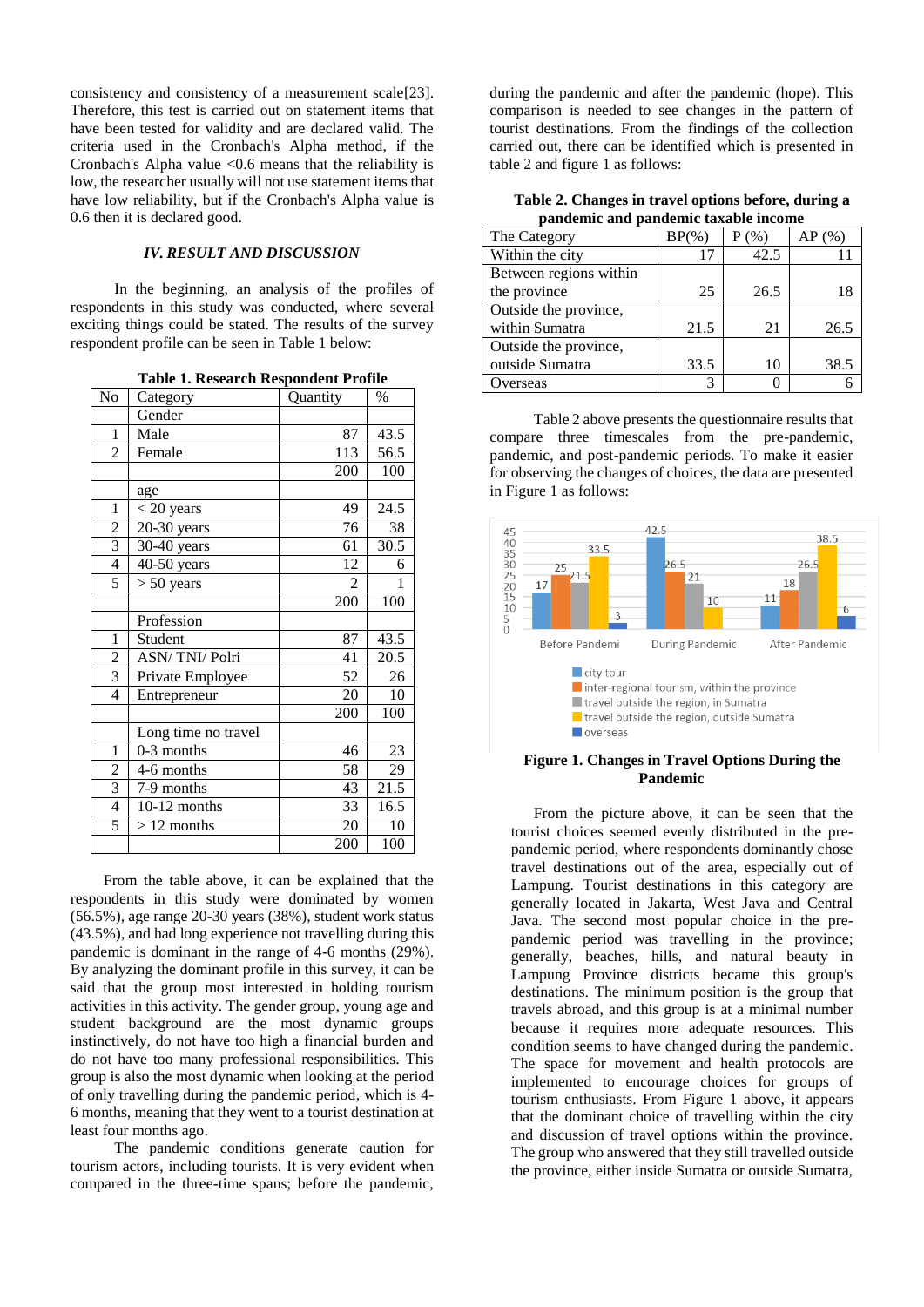consistency and consistency of a measurement scale[23]. Therefore, this test is carried out on statement items that have been tested for validity and are declared valid. The criteria used in the Cronbach's Alpha method, if the Cronbach's Alpha value <0.6 means that the reliability is low, the researcher usually will not use statement items that have low reliability, but if the Cronbach's Alpha value is 0.6 then it is declared good.

## *IV. RESULT AND DISCUSSION*

In the beginning, an analysis of the profiles of respondents in this study was conducted, where several exciting things could be stated. The results of the survey respondent profile can be seen in Table 1 below:

**Table 1. Research Respondent Profile**

| No | Category | Quantity | % |
|---|---|---|---|
| | Gender | | |
| 1 | Male | 87 | 43.5 |
| 2 | Female | 113 | 56.5 |
| | | 200 | 100 |
| | age | | |
| 1 | < 20 years | 49 | 24.5 |
| 2 | 20-30 years | 76 | 38 |
| 3 | 30-40 years | 61 | 30.5 |
| 4 | 40-50 years | 12 | 6 |
| 5 | > 50 years | 2 | 1 |
| | | 200 | 100 |
| | Profession | | |
| 1 | Student | 87 | 43.5 |
| 2 | ASN/ TNI/ Polri | 41 | 20.5 |
| 3 | Private Employee | 52 | 26 |
| 4 | Entrepreneur | 20 | 10 |
| | | 200 | 100 |
| | Long time no travel | | |
| 1 | 0-3 months | 46 | 23 |
| 2 | 4-6 months | 58 | 29 |
| 3 | 7-9 months | 43 | 21.5 |
| 4 | 10-12 months | 33 | 16.5 |
| 5 | > 12 months | 20 | 10 |
| | | 200 | 100 |

From the table above, it can be explained that the respondents in this study were dominated by women (56.5%), age range 20-30 years (38%), student work status (43.5%), and had long experience not travelling during this pandemic is dominant in the range of 4-6 months (29%). By analyzing the dominant profile in this survey, it can be said that the group most interested in holding tourism activities in this activity. The gender group, young age and student background are the most dynamic groups instinctively, do not have too high a financial burden and do not have too many professional responsibilities. This group is also the most dynamic when looking at the period of only travelling during the pandemic period, which is 4-6 months, meaning that they went to a tourist destination at least four months ago.

The pandemic conditions generate caution for tourism actors, including tourists. It is very evident when compared in the three-time spans; before the pandemic, during the pandemic and after the pandemic (hope). This comparison is needed to see changes in the pattern of tourist destinations. From the findings of the collection carried out, there can be identified which is presented in table 2 and figure 1 as follows:

**Table 2. Changes in travel options before, during a pandemic and pandemic taxable income**

| The Category | BP(%) | P (%) | AP (%) |
|---|---|---|---|
| Within the city | 17 | 42.5 | 11 |
| Between regions within the province | 25 | 26.5 | 18 |
| Outside the province, within Sumatra | 21.5 | 21 | 26.5 |
| Outside the province, outside Sumatra | 33.5 | 10 | 38.5 |
| Overseas | 3 | 0 | 6 |

Table 2 above presents the questionnaire results that compare three timescales from the pre-pandemic, pandemic, and post-pandemic periods. To make it easier for observing the changes of choices, the data are presented in Figure 1 as follows:

**Figure 1. Changes in Travel Options During the Pandemic**

From the picture above, it can be seen that the tourist choices seemed evenly distributed in the pre-pandemic period, where respondents dominantly chose travel destinations out of the area, especially out of Lampung. Tourist destinations in this category are generally located in Jakarta, West Java and Central Java. The second most popular choice in the pre-pandemic period was travelling in the province; generally, beaches, hills, and natural beauty in Lampung Province districts became this group's destinations. The minimum position is the group that travels abroad, and this group is at a minimal number because it requires more adequate resources. This condition seems to have changed during the pandemic. The space for movement and health protocols are implemented to encourage choices for groups of tourism enthusiasts. From Figure 1 above, it appears that the dominant choice of travelling within the city and discussion of travel options within the province. The group who answered that they still travelled outside the province, either inside Sumatra or outside Sumatra,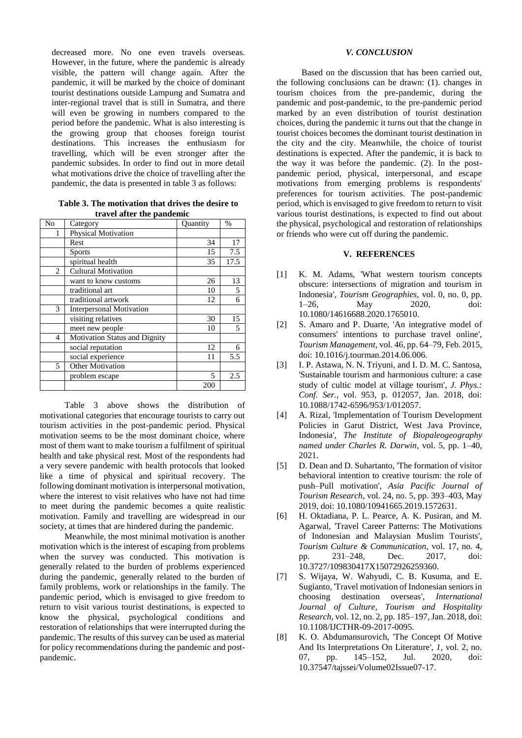decreased more. No one even travels overseas. However, in the future, where the pandemic is already visible, the pattern will change again. After the pandemic, it will be marked by the choice of dominant tourist destinations outside Lampung and Sumatra and inter-regional travel that is still in Sumatra, and there will even be growing in numbers compared to the period before the pandemic. What is also interesting is the growing group that chooses foreign tourist destinations. This increases the enthusiasm for travelling, which will be even stronger after the pandemic subsides. In order to find out in more detail what motivations drive the choice of travelling after the pandemic, the data is presented in table 3 as follows:

**Table 3. The motivation that drives the desire to travel after the pandemic**

| No | Category | Quantity | % |
|---|---|---|---|
| 1 | Physical Motivation | | |
| | Rest | 34 | 17 |
| | Sports | 15 | 7.5 |
| | spiritual health | 35 | 17.5 |
| 2 | Cultural Motivation | | |
| | want to know customs | 26 | 13 |
| | traditional art | 10 | 5 |
| | traditional artwork | 12 | 6 |
| 3 | Interpersonal Motivation | | |
| | visiting relatives | 30 | 15 |
| | meet new people | 10 | 5 |
| 4 | Motivation Status and Dignity | | |
| | social reputation | 12 | 6 |
| | social experience | 11 | 5.5 |
| 5 | Other Motivation | | |
| | problem escape | 5 | 2.5 |
| | | 200 | |

Table 3 above shows the distribution of motivational categories that encourage tourists to carry out tourism activities in the post-pandemic period. Physical motivation seems to be the most dominant choice, where most of them want to make tourism a fulfilment of spiritual health and take physical rest. Most of the respondents had a very severe pandemic with health protocols that looked like a time of physical and spiritual recovery. The following dominant motivation is interpersonal motivation, where the interest to visit relatives who have not had time to meet during the pandemic becomes a quite realistic motivation. Family and travelling are widespread in our society, at times that are hindered during the pandemic.

Meanwhile, the most minimal motivation is another motivation which is the interest of escaping from problems when the survey was conducted. This motivation is generally related to the burden of problems experienced during the pandemic, generally related to the burden of family problems, work or relationships in the family. The pandemic period, which is envisaged to give freedom to return to visit various tourist destinations, is expected to know the physical, psychological conditions and restoration of relationships that were interrupted during the pandemic. The results of this survey can be used as material for policy recommendations during the pandemic and post-pandemic.

### *V. CONCLUSION*

Based on the discussion that has been carried out, the following conclusions can be drawn: (1). changes in tourism choices from the pre-pandemic, during the pandemic and post-pandemic, to the pre-pandemic period marked by an even distribution of tourist destination choices, during the pandemic it turns out that the change in tourist choices becomes the dominant tourist destination in the city and the city. Meanwhile, the choice of tourist destinations is expected. After the pandemic, it is back to the way it was before the pandemic. (2). In the post-pandemic period, physical, interpersonal, and escape motivations from emerging problems is respondents' preferences for tourism activities. The post-pandemic period, which is envisaged to give freedom to return to visit various tourist destinations, is expected to find out about the physical, psychological and restoration of relationships or friends who were cut off during the pandemic.

### V. REFERENCES

[1] K. M. Adams, 'What western tourism concepts obscure: intersections of migration and tourism in Indonesia', *Tourism Geographies*, vol. 0, no. 0, pp. 1–26, May 2020, doi: 10.1080/14616688.2020.1765010.

[2] S. Amaro and P. Duarte, 'An integrative model of consumers' intentions to purchase travel online', *Tourism Management*, vol. 46, pp. 64–79, Feb. 2015, doi: 10.1016/j.tourman.2014.06.006.

[3] I. P. Astawa, N. N. Triyuni, and I. D. M. C. Santosa, 'Sustainable tourism and harmonious culture: a case study of cultic model at village tourism', *J. Phys.: Conf. Ser.*, vol. 953, p. 012057, Jan. 2018, doi: 10.1088/1742-6596/953/1/012057.

[4] A. Rizal, 'Implementation of Tourism Development Policies in Garut District, West Java Province, Indonesia', *The Institute of Biopaleogeography named under Charles R. Darwin*, vol. 5, pp. 1–40, 2021.

[5] D. Dean and D. Suhartanto, 'The formation of visitor behavioral intention to creative tourism: the role of push–Pull motivation', *Asia Pacific Journal of Tourism Research*, vol. 24, no. 5, pp. 393–403, May 2019, doi: 10.1080/10941665.2019.1572631.

[6] H. Oktadiana, P. L. Pearce, A. K. Pusiran, and M. Agarwal, 'Travel Career Patterns: The Motivations of Indonesian and Malaysian Muslim Tourists', *Tourism Culture & Communication*, vol. 17, no. 4, pp. 231–248, Dec. 2017, doi: 10.3727/109830417X15072926259360.

[7] S. Wijaya, W. Wahyudi, C. B. Kusuma, and E. Sugianto, 'Travel motivation of Indonesian seniors in choosing destination overseas', *International Journal of Culture, Tourism and Hospitality Research*, vol. 12, no. 2, pp. 185–197, Jan. 2018, doi: 10.1108/IJCTHR-09-2017-0095.

[8] K. O. Abdumansurovich, 'The Concept Of Motive And Its Interpretations On Literature', *1*, vol. 2, no. 07, pp. 145–152, Jul. 2020, doi: 10.37547/tajssei/Volume02Issue07-17.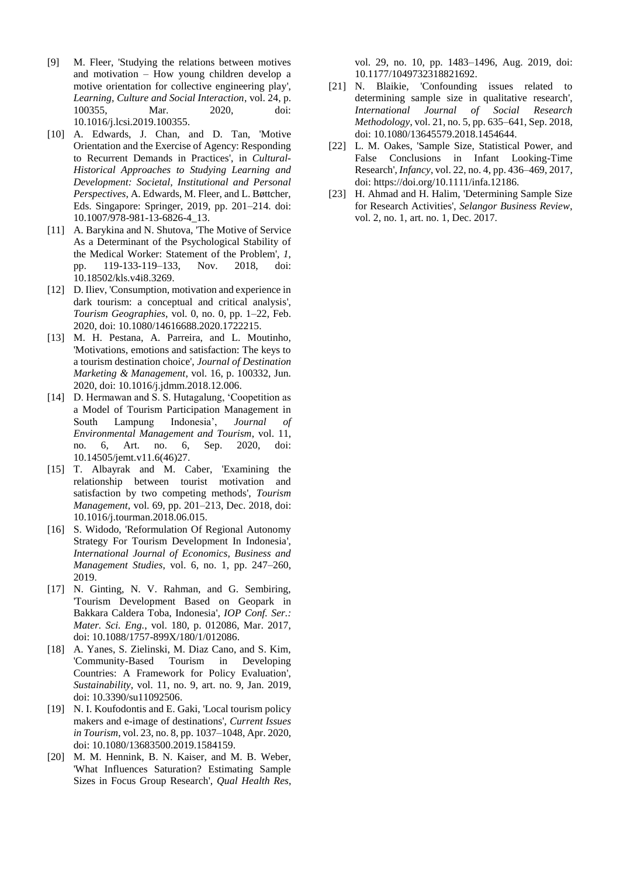[9] M. Fleer, 'Studying the relations between motives and motivation – How young children develop a motive orientation for collective engineering play', *Learning, Culture and Social Interaction*, vol. 24, p. 100355, Mar. 2020, doi: 10.1016/j.lcsi.2019.100355.

[10] A. Edwards, J. Chan, and D. Tan, 'Motive Orientation and the Exercise of Agency: Responding to Recurrent Demands in Practices', in *Cultural-Historical Approaches to Studying Learning and Development: Societal, Institutional and Personal Perspectives*, A. Edwards, M. Fleer, and L. Bøttcher, Eds. Singapore: Springer, 2019, pp. 201–214. doi: 10.1007/978-981-13-6826-4_13.

[11] A. Barykina and N. Shutova, 'The Motive of Service As a Determinant of the Psychological Stability of the Medical Worker: Statement of the Problem', *1*, pp. 119-133-119–133, Nov. 2018, doi: 10.18502/kls.v4i8.3269.

[12] D. Iliev, 'Consumption, motivation and experience in dark tourism: a conceptual and critical analysis', *Tourism Geographies*, vol. 0, no. 0, pp. 1–22, Feb. 2020, doi: 10.1080/14616688.2020.1722215.

[13] M. H. Pestana, A. Parreira, and L. Moutinho, 'Motivations, emotions and satisfaction: The keys to a tourism destination choice', *Journal of Destination Marketing & Management*, vol. 16, p. 100332, Jun. 2020, doi: 10.1016/j.jdmm.2018.12.006.

[14] D. Hermawan and S. S. Hutagalung, 'Coopetition as a Model of Tourism Participation Management in South Lampung Indonesia', *Journal of Environmental Management and Tourism*, vol. 11, no. 6, Art. no. 6, Sep. 2020, doi: 10.14505/jemt.v11.6(46)27.

[15] T. Albayrak and M. Caber, 'Examining the relationship between tourist motivation and satisfaction by two competing methods', *Tourism Management*, vol. 69, pp. 201–213, Dec. 2018, doi: 10.1016/j.tourman.2018.06.015.

[16] S. Widodo, 'Reformulation Of Regional Autonomy Strategy For Tourism Development In Indonesia', *International Journal of Economics, Business and Management Studies*, vol. 6, no. 1, pp. 247–260, 2019.

[17] N. Ginting, N. V. Rahman, and G. Sembiring, 'Tourism Development Based on Geopark in Bakkara Caldera Toba, Indonesia', *IOP Conf. Ser.: Mater. Sci. Eng.*, vol. 180, p. 012086, Mar. 2017, doi: 10.1088/1757-899X/180/1/012086.

[18] A. Yanes, S. Zielinski, M. Diaz Cano, and S. Kim, 'Community-Based Tourism in Developing Countries: A Framework for Policy Evaluation', *Sustainability*, vol. 11, no. 9, art. no. 9, Jan. 2019, doi: 10.3390/su11092506.

[19] N. I. Koufodontis and E. Gaki, 'Local tourism policy makers and e-image of destinations', *Current Issues in Tourism*, vol. 23, no. 8, pp. 1037–1048, Apr. 2020, doi: 10.1080/13683500.2019.1584159.

[20] M. M. Hennink, B. N. Kaiser, and M. B. Weber, 'What Influences Saturation? Estimating Sample Sizes in Focus Group Research', *Qual Health Res*, vol. 29, no. 10, pp. 1483–1496, Aug. 2019, doi: 10.1177/1049732318821692.

[21] N. Blaikie, 'Confounding issues related to determining sample size in qualitative research', *International Journal of Social Research Methodology*, vol. 21, no. 5, pp. 635–641, Sep. 2018, doi: 10.1080/13645579.2018.1454644.

[22] L. M. Oakes, 'Sample Size, Statistical Power, and False Conclusions in Infant Looking-Time Research', *Infancy*, vol. 22, no. 4, pp. 436–469, 2017, doi: https://doi.org/10.1111/infa.12186.

[23] H. Ahmad and H. Halim, 'Determining Sample Size for Research Activities', *Selangor Business Review*, vol. 2, no. 1, art. no. 1, Dec. 2017.